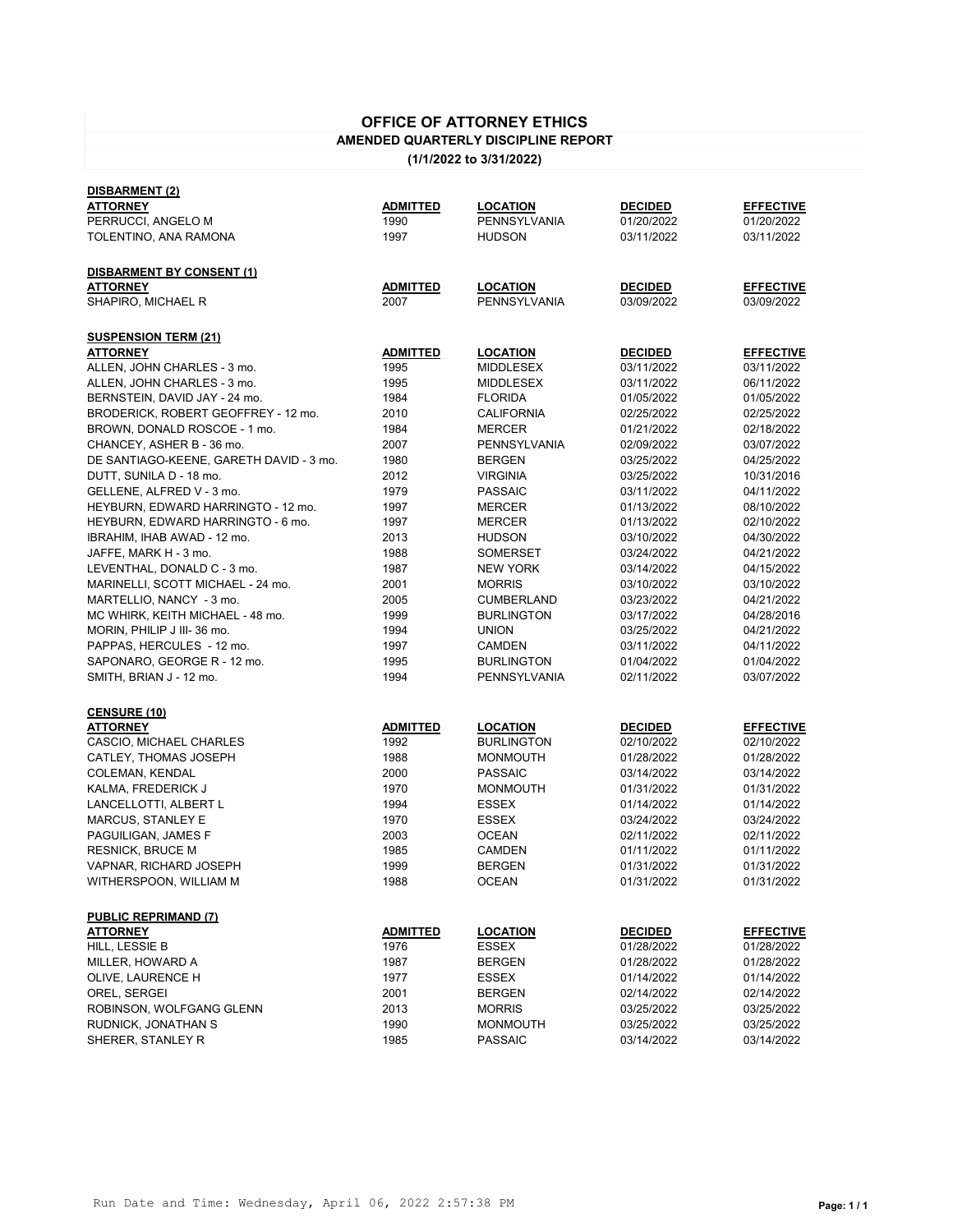# OFFICE OF ATTORNEY ETHICS

## AMENDED QUARTERLY DISCIPLINE REPORT

### (1/1/2022 to 3/31/2022)

**DISBARMENT (2)**

| ATTORNEY | ADMITTED | LOCATION | DECIDED | EFFECTIVE |
|---|---|---|---|---|
| PERRUCCI, ANGELO M | 1990 | PENNSYLVANIA | 01/20/2022 | 01/20/2022 |
| TOLENTINO, ANA RAMONA | 1997 | HUDSON | 03/11/2022 | 03/11/2022 |

**DISBARMENT BY CONSENT (1)**

| ATTORNEY | ADMITTED | LOCATION | DECIDED | EFFECTIVE |
|---|---|---|---|---|
| SHAPIRO, MICHAEL R | 2007 | PENNSYLVANIA | 03/09/2022 | 03/09/2022 |

**SUSPENSION TERM (21)**

| ATTORNEY | ADMITTED | LOCATION | DECIDED | EFFECTIVE |
|---|---|---|---|---|
| ALLEN, JOHN CHARLES - 3 mo. | 1995 | MIDDLESEX | 03/11/2022 | 03/11/2022 |
| ALLEN, JOHN CHARLES - 3 mo. | 1995 | MIDDLESEX | 03/11/2022 | 06/11/2022 |
| BERNSTEIN, DAVID JAY - 24 mo. | 1984 | FLORIDA | 01/05/2022 | 01/05/2022 |
| BRODERICK, ROBERT GEOFFREY - 12 mo. | 2010 | CALIFORNIA | 02/25/2022 | 02/25/2022 |
| BROWN, DONALD ROSCOE - 1 mo. | 1984 | MERCER | 01/21/2022 | 02/18/2022 |
| CHANCEY, ASHER B - 36 mo. | 2007 | PENNSYLVANIA | 02/09/2022 | 03/07/2022 |
| DE SANTIAGO-KEENE, GARETH DAVID - 3 mo. | 1980 | BERGEN | 03/25/2022 | 04/25/2022 |
| DUTT, SUNILA D - 18 mo. | 2012 | VIRGINIA | 03/25/2022 | 10/31/2016 |
| GELLENE, ALFRED V - 3 mo. | 1979 | PASSAIC | 03/11/2022 | 04/11/2022 |
| HEYBURN, EDWARD HARRINGTO - 12 mo. | 1997 | MERCER | 01/13/2022 | 08/10/2022 |
| HEYBURN, EDWARD HARRINGTO - 6 mo. | 1997 | MERCER | 01/13/2022 | 02/10/2022 |
| IBRAHIM, IHAB AWAD - 12 mo. | 2013 | HUDSON | 03/10/2022 | 04/30/2022 |
| JAFFE, MARK H - 3 mo. | 1988 | SOMERSET | 03/24/2022 | 04/21/2022 |
| LEVENTHAL, DONALD C - 3 mo. | 1987 | NEW YORK | 03/14/2022 | 04/15/2022 |
| MARINELLI, SCOTT MICHAEL - 24 mo. | 2001 | MORRIS | 03/10/2022 | 03/10/2022 |
| MARTELLIO, NANCY - 3 mo. | 2005 | CUMBERLAND | 03/23/2022 | 04/21/2022 |
| MC WHIRK, KEITH MICHAEL - 48 mo. | 1999 | BURLINGTON | 03/17/2022 | 04/28/2016 |
| MORIN, PHILIP J III- 36 mo. | 1994 | UNION | 03/25/2022 | 04/21/2022 |
| PAPPAS, HERCULES - 12 mo. | 1997 | CAMDEN | 03/11/2022 | 04/11/2022 |
| SAPONARO, GEORGE R - 12 mo. | 1995 | BURLINGTON | 01/04/2022 | 01/04/2022 |
| SMITH, BRIAN J - 12 mo. | 1994 | PENNSYLVANIA | 02/11/2022 | 03/07/2022 |

**CENSURE (10)**

| ATTORNEY | ADMITTED | LOCATION | DECIDED | EFFECTIVE |
|---|---|---|---|---|
| CASCIO, MICHAEL CHARLES | 1992 | BURLINGTON | 02/10/2022 | 02/10/2022 |
| CATLEY, THOMAS JOSEPH | 1988 | MONMOUTH | 01/28/2022 | 01/28/2022 |
| COLEMAN, KENDAL | 2000 | PASSAIC | 03/14/2022 | 03/14/2022 |
| KALMA, FREDERICK J | 1970 | MONMOUTH | 01/31/2022 | 01/31/2022 |
| LANCELLOTTI, ALBERT L | 1994 | ESSEX | 01/14/2022 | 01/14/2022 |
| MARCUS, STANLEY E | 1970 | ESSEX | 03/24/2022 | 03/24/2022 |
| PAGUILIGAN, JAMES F | 2003 | OCEAN | 02/11/2022 | 02/11/2022 |
| RESNICK, BRUCE M | 1985 | CAMDEN | 01/11/2022 | 01/11/2022 |
| VAPNAR, RICHARD JOSEPH | 1999 | BERGEN | 01/31/2022 | 01/31/2022 |
| WITHERSPOON, WILLIAM M | 1988 | OCEAN | 01/31/2022 | 01/31/2022 |

**PUBLIC REPRIMAND (7)**

| ATTORNEY | ADMITTED | LOCATION | DECIDED | EFFECTIVE |
|---|---|---|---|---|
| HILL, LESSIE B | 1976 | ESSEX | 01/28/2022 | 01/28/2022 |
| MILLER, HOWARD A | 1987 | BERGEN | 01/28/2022 | 01/28/2022 |
| OLIVE, LAURENCE H | 1977 | ESSEX | 01/14/2022 | 01/14/2022 |
| OREL, SERGEI | 2001 | BERGEN | 02/14/2022 | 02/14/2022 |
| ROBINSON, WOLFGANG GLENN | 2013 | MORRIS | 03/25/2022 | 03/25/2022 |
| RUDNICK, JONATHAN S | 1990 | MONMOUTH | 03/25/2022 | 03/25/2022 |
| SHERER, STANLEY R | 1985 | PASSAIC | 03/14/2022 | 03/14/2022 |

Run Date and Time: Wednesday, April 06, 2022 2:57:38 PM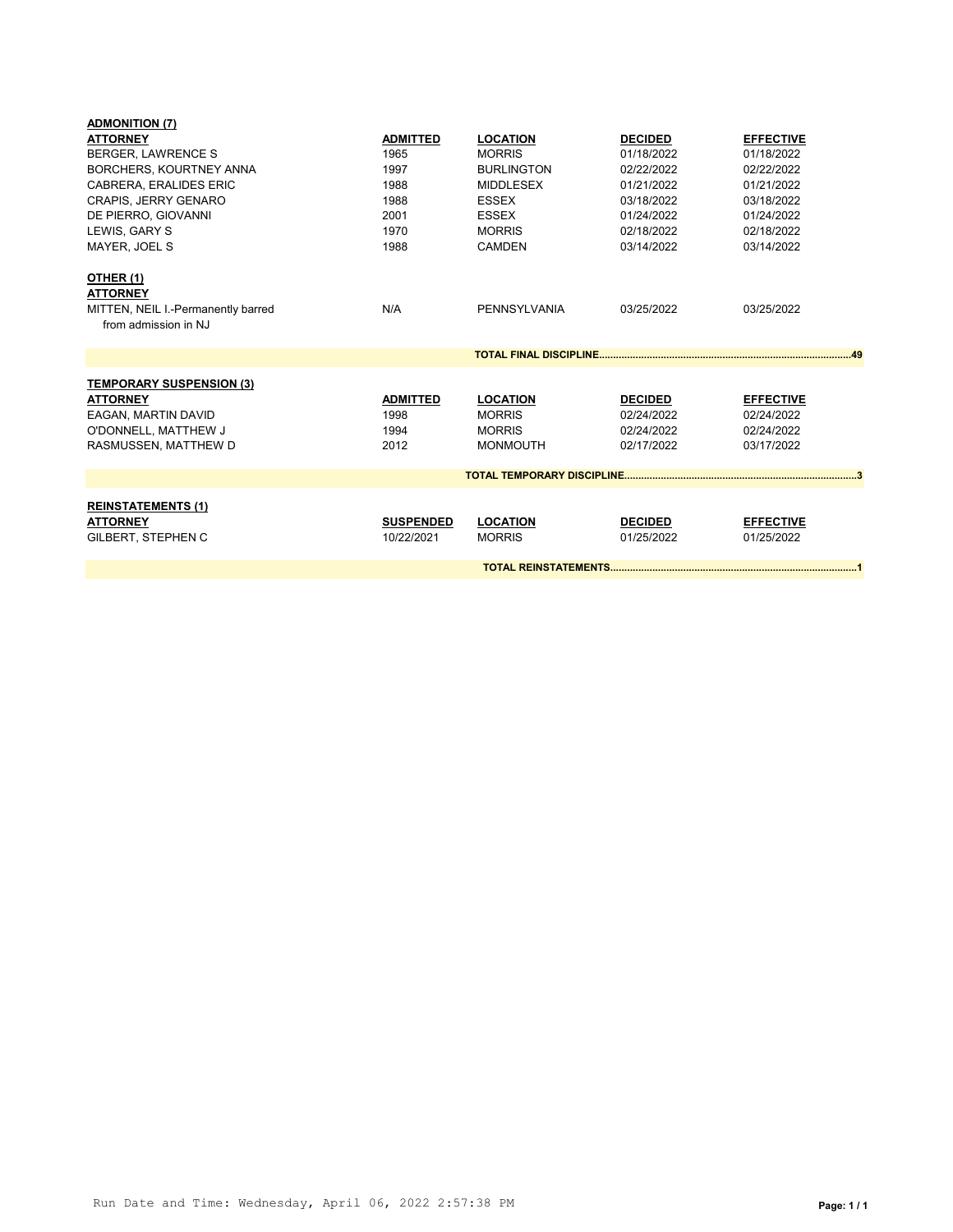**ADMONITION (7)**

| ATTORNEY | ADMITTED | LOCATION | DECIDED | EFFECTIVE |
| --- | --- | --- | --- | --- |
| BERGER, LAWRENCE S | 1965 | MORRIS | 01/18/2022 | 01/18/2022 |
| BORCHERS, KOURTNEY ANNA | 1997 | BURLINGTON | 02/22/2022 | 02/22/2022 |
| CABRERA, ERALIDES ERIC | 1988 | MIDDLESEX | 01/21/2022 | 01/21/2022 |
| CRAPIS, JERRY GENARO | 1988 | ESSEX | 03/18/2022 | 03/18/2022 |
| DE PIERRO, GIOVANNI | 2001 | ESSEX | 01/24/2022 | 01/24/2022 |
| LEWIS, GARY S | 1970 | MORRIS | 02/18/2022 | 02/18/2022 |
| MAYER, JOEL S | 1988 | CAMDEN | 03/14/2022 | 03/14/2022 |

**OTHER (1)**

| ATTORNEY | | | | |
| --- | --- | --- | --- | --- |
| MITTEN, NEIL I.-Permanently barred from admission in NJ | N/A | PENNSYLVANIA | 03/25/2022 | 03/25/2022 |

**TOTAL FINAL DISCIPLINE.......................................................................................49**

**TEMPORARY SUSPENSION (3)**

| ATTORNEY | ADMITTED | LOCATION | DECIDED | EFFECTIVE |
| --- | --- | --- | --- | --- |
| EAGAN, MARTIN DAVID | 1998 | MORRIS | 02/24/2022 | 02/24/2022 |
| O'DONNELL, MATTHEW J | 1994 | MORRIS | 02/24/2022 | 02/24/2022 |
| RASMUSSEN, MATTHEW D | 2012 | MONMOUTH | 02/17/2022 | 03/17/2022 |

**TOTAL TEMPORARY DISCIPLINE..................................................................................3**

**REINSTATEMENTS (1)**

| ATTORNEY | SUSPENDED | LOCATION | DECIDED | EFFECTIVE |
| --- | --- | --- | --- | --- |
| GILBERT, STEPHEN C | 10/22/2021 | MORRIS | 01/25/2022 | 01/25/2022 |

**TOTAL REINSTATEMENTS.......................................................................................1**

Run Date and Time: Wednesday, April 06, 2022 2:57:38 PM